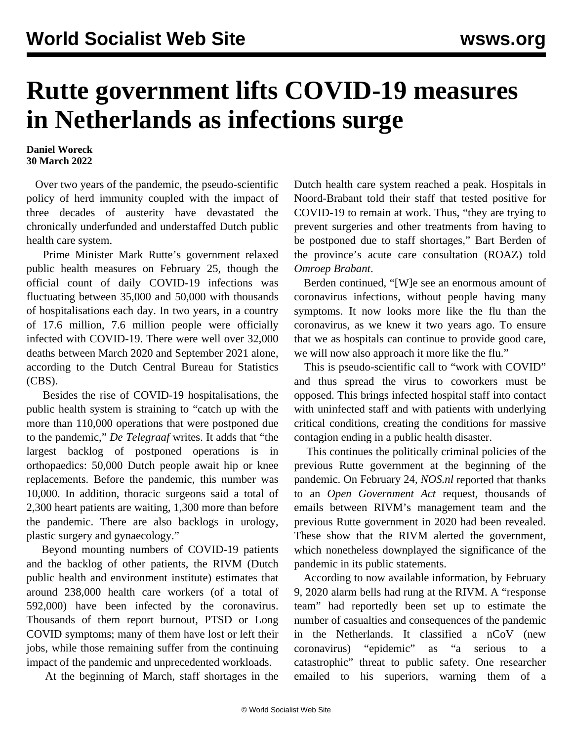# Rutte government lifts COVID-19 measures in Netherlands as infections surge

**Daniel Woreck**
**30 March 2022**

Over two years of the pandemic, the pseudo-scientific policy of herd immunity coupled with the impact of three decades of austerity have devastated the chronically underfunded and understaffed Dutch public health care system.

Prime Minister Mark Rutte's government relaxed public health measures on February 25, though the official count of daily COVID-19 infections was fluctuating between 35,000 and 50,000 with thousands of hospitalisations each day. In two years, in a country of 17.6 million, 7.6 million people were officially infected with COVID-19. There were well over 32,000 deaths between March 2020 and September 2021 alone, according to the Dutch Central Bureau for Statistics (CBS).

Besides the rise of COVID-19 hospitalisations, the public health system is straining to "catch up with the more than 110,000 operations that were postponed due to the pandemic," *De Telegraaf* writes. It adds that "the largest backlog of postponed operations is in orthopaedics: 50,000 Dutch people await hip or knee replacements. Before the pandemic, this number was 10,000. In addition, thoracic surgeons said a total of 2,300 heart patients are waiting, 1,300 more than before the pandemic. There are also backlogs in urology, plastic surgery and gynaecology."

Beyond mounting numbers of COVID-19 patients and the backlog of other patients, the RIVM (Dutch public health and environment institute) estimates that around 238,000 health care workers (of a total of 592,000) have been infected by the coronavirus. Thousands of them report burnout, PTSD or Long COVID symptoms; many of them have lost or left their jobs, while those remaining suffer from the continuing impact of the pandemic and unprecedented workloads.

At the beginning of March, staff shortages in the Dutch health care system reached a peak. Hospitals in Noord-Brabant told their staff that tested positive for COVID-19 to remain at work. Thus, "they are trying to prevent surgeries and other treatments from having to be postponed due to staff shortages," Bart Berden of the province's acute care consultation (ROAZ) told *Omroep Brabant*.

Berden continued, "[W]e see an enormous amount of coronavirus infections, without people having many symptoms. It now looks more like the flu than the coronavirus, as we knew it two years ago. To ensure that we as hospitals can continue to provide good care, we will now also approach it more like the flu."

This is pseudo-scientific call to "work with COVID" and thus spread the virus to coworkers must be opposed. This brings infected hospital staff into contact with uninfected staff and with patients with underlying critical conditions, creating the conditions for massive contagion ending in a public health disaster.

This continues the politically criminal policies of the previous Rutte government at the beginning of the pandemic. On February 24, *NOS.nl* reported that thanks to an *Open Government Act* request, thousands of emails between RIVM's management team and the previous Rutte government in 2020 had been revealed. These show that the RIVM alerted the government, which nonetheless downplayed the significance of the pandemic in its public statements.

According to now available information, by February 9, 2020 alarm bells had rung at the RIVM. A "response team" had reportedly been set up to estimate the number of casualties and consequences of the pandemic in the Netherlands. It classified a nCoV (new coronavirus) "epidemic" as "a serious to a catastrophic" threat to public safety. One researcher emailed to his superiors, warning them of a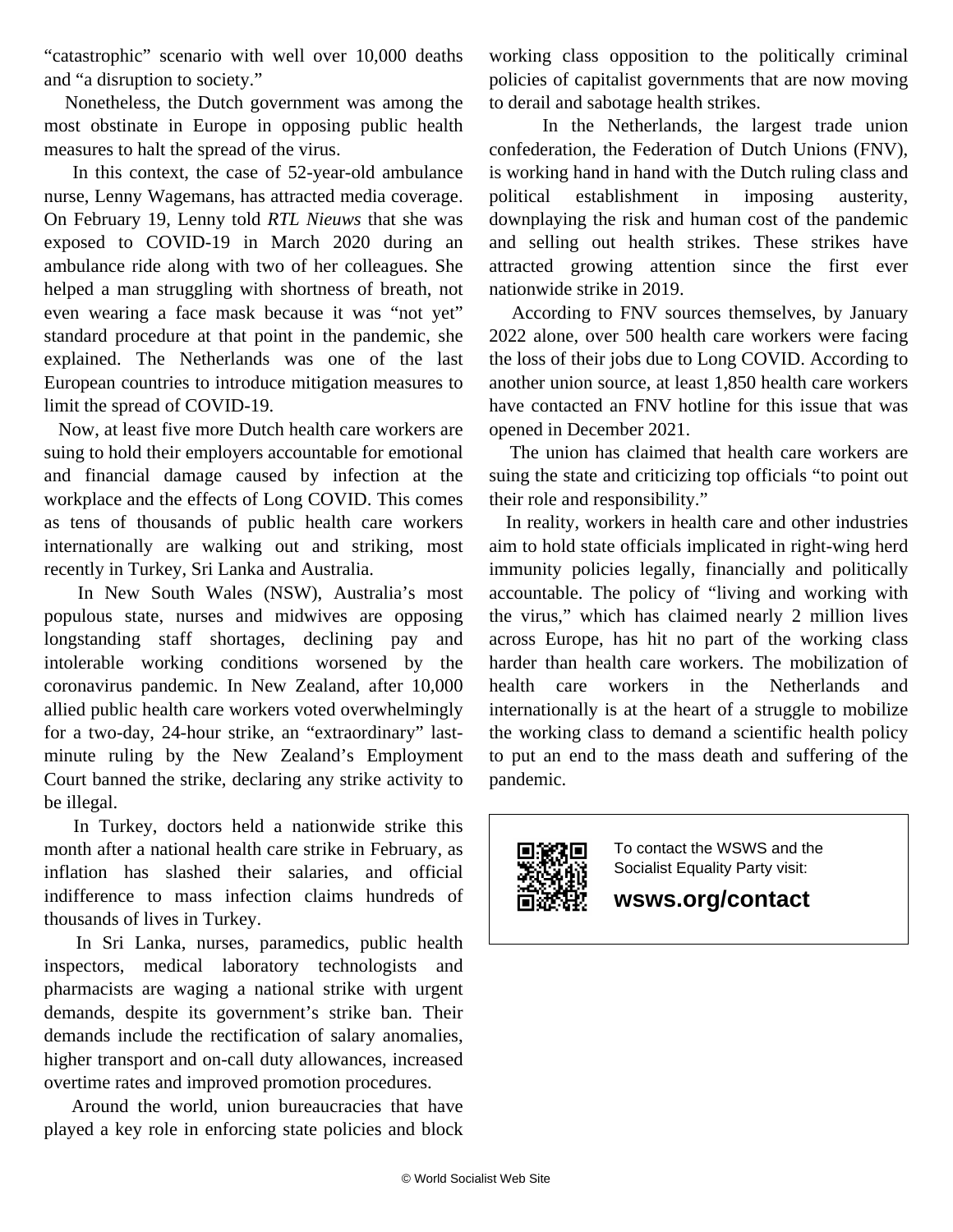"catastrophic" scenario with well over 10,000 deaths and "a disruption to society."

Nonetheless, the Dutch government was among the most obstinate in Europe in opposing public health measures to halt the spread of the virus.

In this context, the case of 52-year-old ambulance nurse, Lenny Wagemans, has attracted media coverage. On February 19, Lenny told *RTL Nieuws* that she was exposed to COVID-19 in March 2020 during an ambulance ride along with two of her colleagues. She helped a man struggling with shortness of breath, not even wearing a face mask because it was "not yet" standard procedure at that point in the pandemic, she explained. The Netherlands was one of the last European countries to introduce mitigation measures to limit the spread of COVID-19.

Now, at least five more Dutch health care workers are suing to hold their employers accountable for emotional and financial damage caused by infection at the workplace and the effects of Long COVID. This comes as tens of thousands of public health care workers internationally are walking out and striking, most recently in Turkey, Sri Lanka and Australia.

In New South Wales (NSW), Australia's most populous state, nurses and midwives are opposing longstanding staff shortages, declining pay and intolerable working conditions worsened by the coronavirus pandemic. In New Zealand, after 10,000 allied public health care workers voted overwhelmingly for a two-day, 24-hour strike, an "extraordinary" last-minute ruling by the New Zealand's Employment Court banned the strike, declaring any strike activity to be illegal.

In Turkey, doctors held a nationwide strike this month after a national health care strike in February, as inflation has slashed their salaries, and official indifference to mass infection claims hundreds of thousands of lives in Turkey.

In Sri Lanka, nurses, paramedics, public health inspectors, medical laboratory technologists and pharmacists are waging a national strike with urgent demands, despite its government's strike ban. Their demands include the rectification of salary anomalies, higher transport and on-call duty allowances, increased overtime rates and improved promotion procedures.

Around the world, union bureaucracies that have played a key role in enforcing state policies and block working class opposition to the politically criminal policies of capitalist governments that are now moving to derail and sabotage health strikes.

In the Netherlands, the largest trade union confederation, the Federation of Dutch Unions (FNV), is working hand in hand with the Dutch ruling class and political establishment in imposing austerity, downplaying the risk and human cost of the pandemic and selling out health strikes. These strikes have attracted growing attention since the first ever nationwide strike in 2019.

According to FNV sources themselves, by January 2022 alone, over 500 health care workers were facing the loss of their jobs due to Long COVID. According to another union source, at least 1,850 health care workers have contacted an FNV hotline for this issue that was opened in December 2021.

The union has claimed that health care workers are suing the state and criticizing top officials "to point out their role and responsibility."

In reality, workers in health care and other industries aim to hold state officials implicated in right-wing herd immunity policies legally, financially and politically accountable. The policy of "living and working with the virus," which has claimed nearly 2 million lives across Europe, has hit no part of the working class harder than health care workers. The mobilization of health care workers in the Netherlands and internationally is at the heart of a struggle to mobilize the working class to demand a scientific health policy to put an end to the mass death and suffering of the pandemic.

To contact the WSWS and the Socialist Equality Party visit:

**wsws.org/contact**